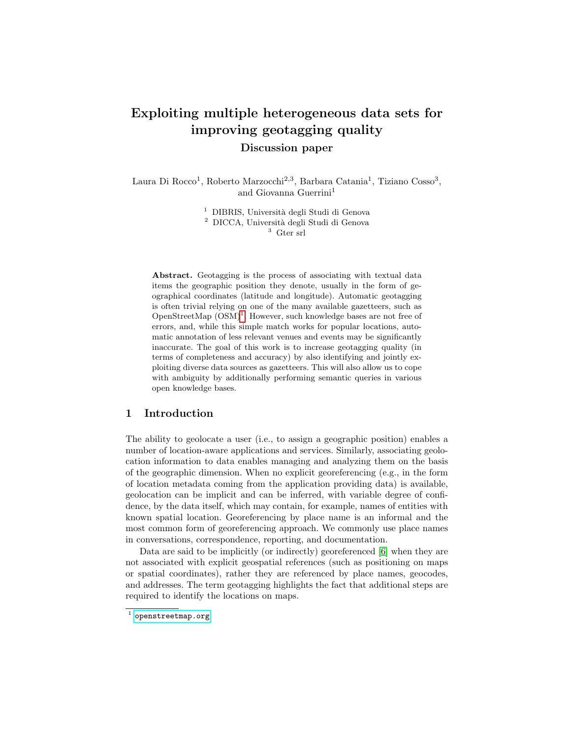# Exploiting multiple heterogeneous data sets for improving geotagging quality

## Discussion paper

Laura Di Rocco[1], Roberto Marzocchi[2,3], Barbara Catania[1], Tiziano Cosso[3], and Giovanna Guerrini[1]

[1] DIBRIS, Università degli Studi di Genova
[2] DICCA, Università degli Studi di Genova
[3] Gter srl

**Abstract.** Geotagging is the process of associating with textual data items the geographic position they denote, usually in the form of geographical coordinates (latitude and longitude). Automatic geotagging is often trivial relying on one of the many available gazetteers, such as OpenStreetMap (OSM)[1]. However, such knowledge bases are not free of errors, and, while this simple match works for popular locations, automatic annotation of less relevant venues and events may be significantly inaccurate. The goal of this work is to increase geotagging quality (in terms of completeness and accuracy) by also identifying and jointly exploiting diverse data sources as gazetteers. This will also allow us to cope with ambiguity by additionally performing semantic queries in various open knowledge bases.

## 1 Introduction

The ability to geolocate a user (i.e., to assign a geographic position) enables a number of location-aware applications and services. Similarly, associating geolocation information to data enables managing and analyzing them on the basis of the geographic dimension. When no explicit georeferencing (e.g., in the form of location metadata coming from the application providing data) is available, geolocation can be implicit and can be inferred, with variable degree of confidence, by the data itself, which may contain, for example, names of entities with known spatial location. Georeferencing by place name is an informal and the most common form of georeferencing approach. We commonly use place names in conversations, correspondence, reporting, and documentation.

Data are said to be implicitly (or indirectly) georeferenced [6] when they are not associated with explicit geospatial references (such as positioning on maps or spatial coordinates), rather they are referenced by place names, geocodes, and addresses. The term geotagging highlights the fact that additional steps are required to identify the locations on maps.

[1] openstreetmap.org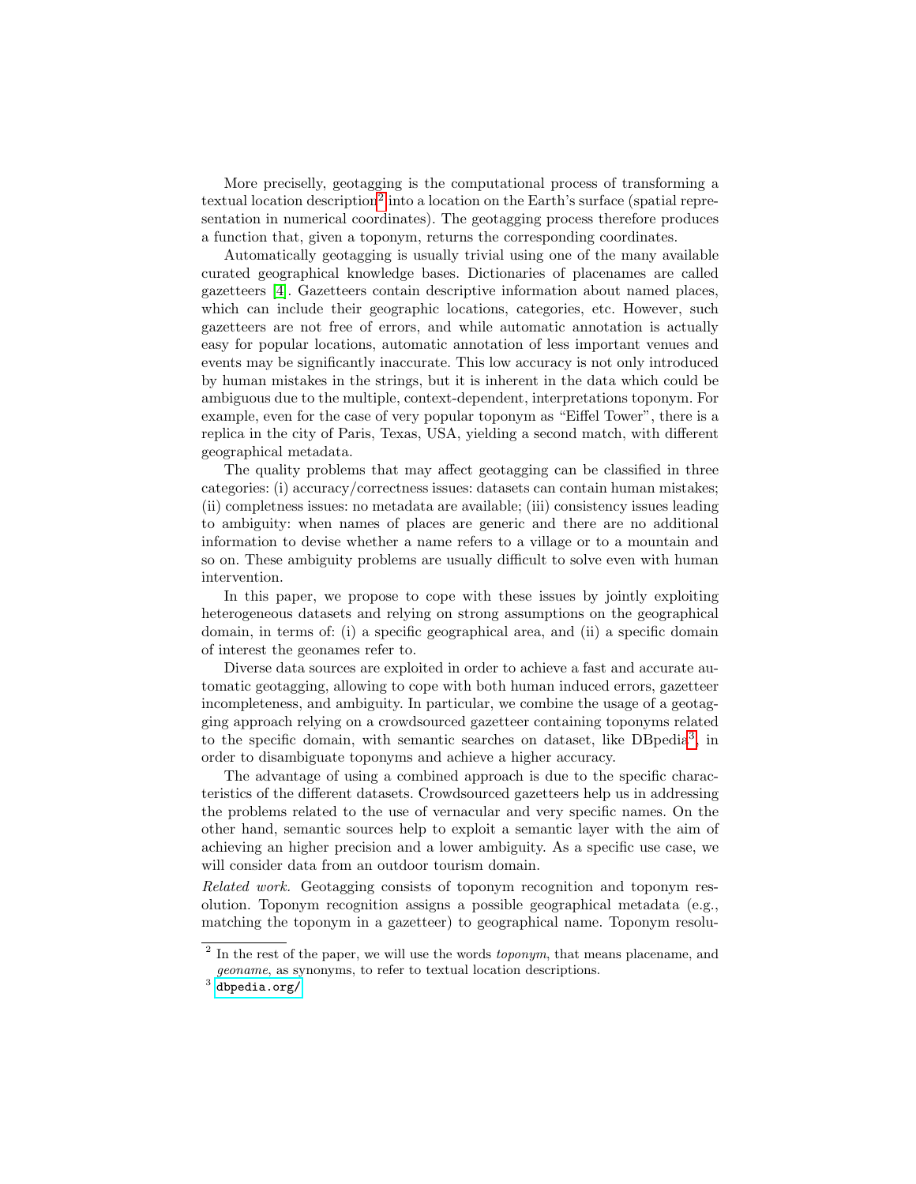More precisely, geotagging is the computational process of transforming a textual location description[2] into a location on the Earth's surface (spatial representation in numerical coordinates). The geotagging process therefore produces a function that, given a toponym, returns the corresponding coordinates.

Automatically geotagging is usually trivial using one of the many available curated geographical knowledge bases. Dictionaries of placenames are called gazetteers [4]. Gazetteers contain descriptive information about named places, which can include their geographic locations, categories, etc. However, such gazetteers are not free of errors, and while automatic annotation is actually easy for popular locations, automatic annotation of less important venues and events may be significantly inaccurate. This low accuracy is not only introduced by human mistakes in the strings, but it is inherent in the data which could be ambiguous due to the multiple, context-dependent, interpretations toponym. For example, even for the case of very popular toponym as "Eiffel Tower", there is a replica in the city of Paris, Texas, USA, yielding a second match, with different geographical metadata.

The quality problems that may affect geotagging can be classified in three categories: (i) accuracy/correctness issues: datasets can contain human mistakes; (ii) completness issues: no metadata are available; (iii) consistency issues leading to ambiguity: when names of places are generic and there are no additional information to devise whether a name refers to a village or to a mountain and so on. These ambiguity problems are usually difficult to solve even with human intervention.

In this paper, we propose to cope with these issues by jointly exploiting heterogeneous datasets and relying on strong assumptions on the geographical domain, in terms of: (i) a specific geographical area, and (ii) a specific domain of interest the geonames refer to.

Diverse data sources are exploited in order to achieve a fast and accurate automatic geotagging, allowing to cope with both human induced errors, gazetteer incompleteness, and ambiguity. In particular, we combine the usage of a geotagging approach relying on a crowdsourced gazetteer containing toponyms related to the specific domain, with semantic searches on dataset, like DBpedia[3], in order to disambiguate toponyms and achieve a higher accuracy.

The advantage of using a combined approach is due to the specific characteristics of the different datasets. Crowdsourced gazetteers help us in addressing the problems related to the use of vernacular and very specific names. On the other hand, semantic sources help to exploit a semantic layer with the aim of achieving an higher precision and a lower ambiguity. As a specific use case, we will consider data from an outdoor tourism domain.

*Related work.* Geotagging consists of toponym recognition and toponym resolution. Toponym recognition assigns a possible geographical metadata (e.g., matching the toponym in a gazetteer) to geographical name. Toponym resolu-

---

[2] In the rest of the paper, we will use the words *toponym*, that means placename, and *geoname*, as synonyms, to refer to textual location descriptions.

[3] `dbpedia.org/`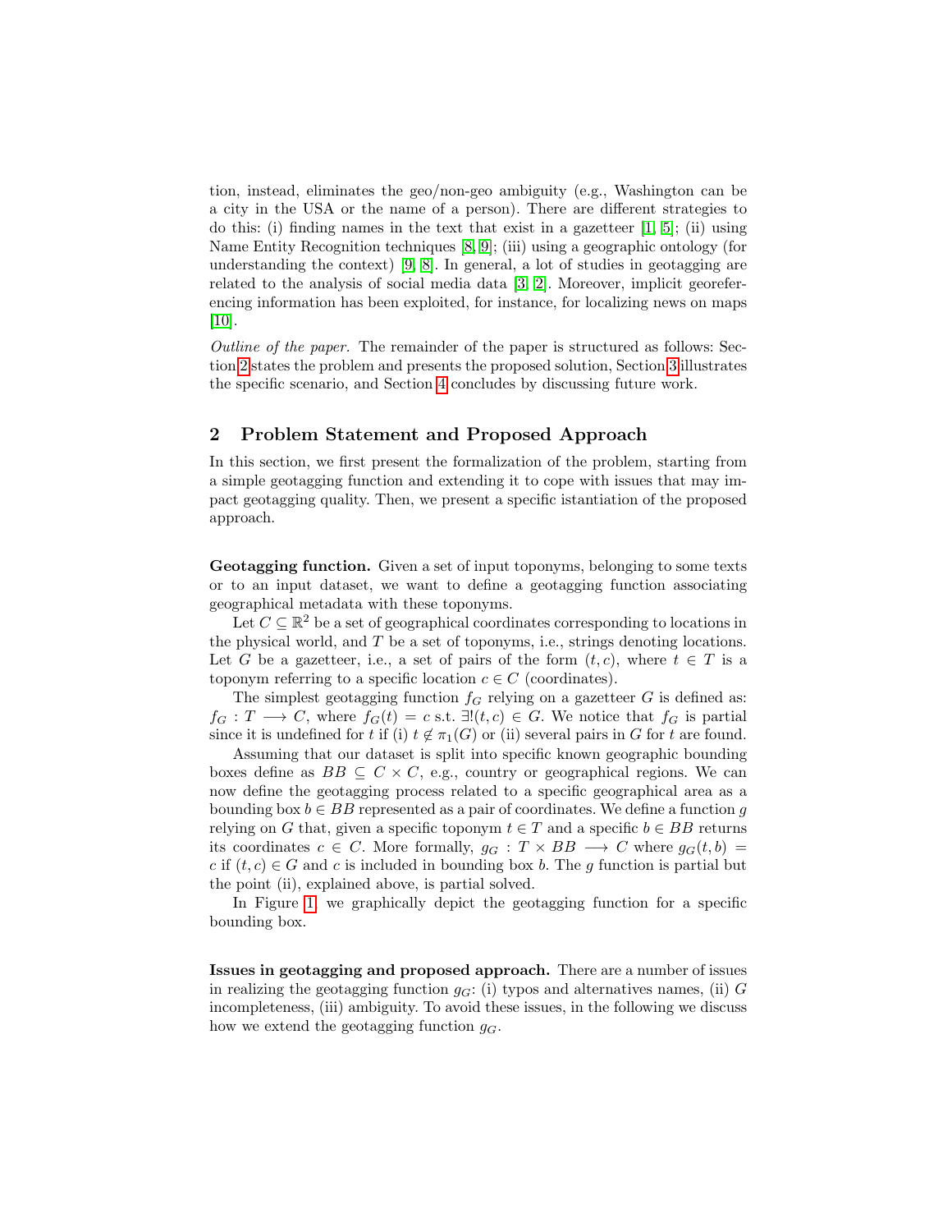tion, instead, eliminates the geo/non-geo ambiguity (e.g., Washington can be a city in the USA or the name of a person). There are different strategies to do this: (i) finding names in the text that exist in a gazetteer [1, 5]; (ii) using Name Entity Recognition techniques [8, 9]; (iii) using a geographic ontology (for understanding the context) [9, 8]. In general, a lot of studies in geotagging are related to the analysis of social media data [3, 2]. Moreover, implicit georeferencing information has been exploited, for instance, for localizing news on maps [10].

*Outline of the paper.* The remainder of the paper is structured as follows: Section 2 states the problem and presents the proposed solution, Section 3 illustrates the specific scenario, and Section 4 concludes by discussing future work.

## 2 Problem Statement and Proposed Approach

In this section, we first present the formalization of the problem, starting from a simple geotagging function and extending it to cope with issues that may impact geotagging quality. Then, we present a specific istantiation of the proposed approach.

**Geotagging function.** Given a set of input toponyms, belonging to some texts or to an input dataset, we want to define a geotagging function associating geographical metadata with these toponyms.

Let $C \subseteq \mathbb{R}^2$ be a set of geographical coordinates corresponding to locations in the physical world, and $T$ be a set of toponyms, i.e., strings denoting locations. Let $G$ be a gazetteer, i.e., a set of pairs of the form $(t, c)$, where $t \in T$ is a toponym referring to a specific location $c \in C$ (coordinates).

The simplest geotagging function $f_G$ relying on a gazetteer $G$ is defined as: $f_G : T \longrightarrow C$, where $f_G(t) = c$ s.t. $\exists!(t, c) \in G$. We notice that $f_G$ is partial since it is undefined for $t$ if (i) $t \notin \pi_1(G)$ or (ii) several pairs in $G$ for $t$ are found.

Assuming that our dataset is split into specific known geographic bounding boxes define as $BB \subseteq C \times C$, e.g., country or geographical regions. We can now define the geotagging process related to a specific geographical area as a bounding box $b \in BB$ represented as a pair of coordinates. We define a function $g$ relying on $G$ that, given a specific toponym $t \in T$ and a specific $b \in BB$ returns its coordinates $c \in C$. More formally, $g_G : T \times BB \longrightarrow C$ where $g_G(t, b) = c$ if $(t, c) \in G$ and $c$ is included in bounding box $b$. The $g$ function is partial but the point (ii), explained above, is partial solved.

In Figure 1, we graphically depict the geotagging function for a specific bounding box.

**Issues in geotagging and proposed approach.** There are a number of issues in realizing the geotagging function $g_G$: (i) typos and alternatives names, (ii) $G$ incompleteness, (iii) ambiguity. To avoid these issues, in the following we discuss how we extend the geotagging function $g_G$.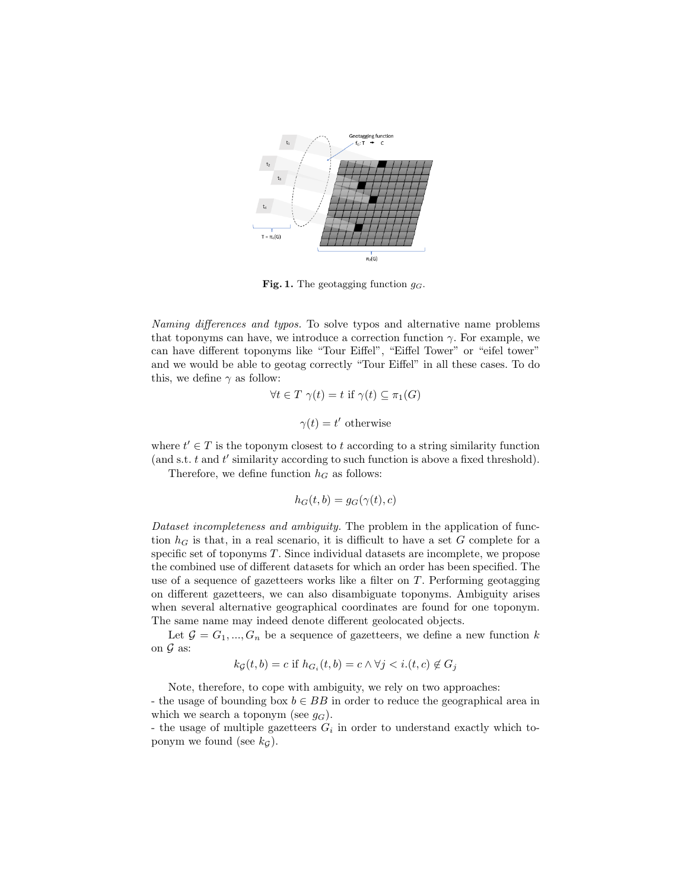**Fig. 1.** The geotagging function $g_G$.

*Naming differences and typos.* To solve typos and alternative name problems that toponyms can have, we introduce a correction function $\gamma$. For example, we can have different toponyms like "Tour Eiffel", "Eiffel Tower" or "eifel tower" and we would be able to geotag correctly "Tour Eiffel" in all these cases. To do this, we define $\gamma$ as follow:

$$\forall t \in T \ \gamma(t) = t \text{ if } \gamma(t) \subseteq \pi_1(G)$$

$$\gamma(t) = t' \text{ otherwise}$$

where $t' \in T$ is the toponym closest to $t$ according to a string similarity function (and s.t. $t$ and $t'$ similarity according to such function is above a fixed threshold).

Therefore, we define function $h_G$ as follows:

$$h_G(t, b) = g_G(\gamma(t), c)$$

*Dataset incompleteness and ambiguity.* The problem in the application of function $h_G$ is that, in a real scenario, it is difficult to have a set $G$ complete for a specific set of toponyms $T$. Since individual datasets are incomplete, we propose the combined use of different datasets for which an order has been specified. The use of a sequence of gazetteers works like a filter on $T$. Performing geotagging on different gazetteers, we can also disambiguate toponyms. Ambiguity arises when several alternative geographical coordinates are found for one toponym. The same name may indeed denote different geolocated objects.

Let $\mathcal{G} = G_1, ..., G_n$ be a sequence of gazetteers, we define a new function $k$ on $\mathcal{G}$ as:

$$k_{\mathcal{G}}(t, b) = c \text{ if } h_{G_i}(t, b) = c \wedge \forall j < i.(t, c) \notin G_j$$

Note, therefore, to cope with ambiguity, we rely on two approaches:
- the usage of bounding box $b \in BB$ in order to reduce the geographical area in which we search a toponym (see $g_G$).
- the usage of multiple gazetteers $G_i$ in order to understand exactly which toponym we found (see $k_{\mathcal{G}}$).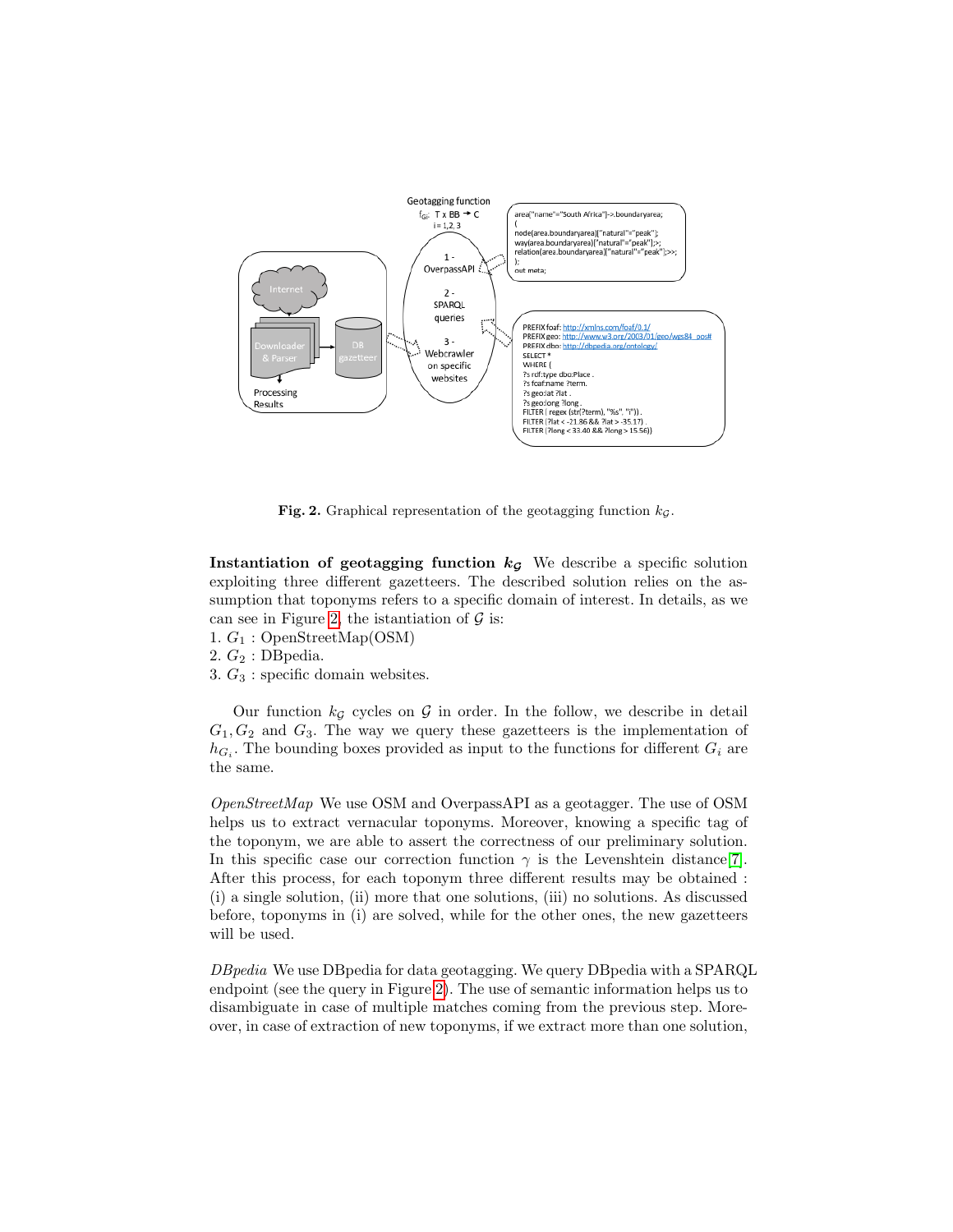**Fig. 2.** Graphical representation of the geotagging function $k_{\mathcal{G}}$.

**Instantiation of geotagging function $k_{\mathcal{G}}$** We describe a specific solution exploiting three different gazetteers. The described solution relies on the assumption that toponyms refers to a specific domain of interest. In details, as we can see in Figure 2, the istantiation of $\mathcal{G}$ is:

1. $G_1$ : OpenStreetMap(OSM)
2. $G_2$ : DBpedia.
3. $G_3$ : specific domain websites.

Our function $k_{\mathcal{G}}$ cycles on $\mathcal{G}$ in order. In the follow, we describe in detail $G_1, G_2$ and $G_3$. The way we query these gazetteers is the implementation of $h_{G_i}$. The bounding boxes provided as input to the functions for different $G_i$ are the same.

*OpenStreetMap* We use OSM and OverpassAPI as a geotagger. The use of OSM helps us to extract vernacular toponyms. Moreover, knowing a specific tag of the toponym, we are able to assert the correctness of our preliminary solution. In this specific case our correction function $\gamma$ is the Levenshtein distance[7]. After this process, for each toponym three different results may be obtained : (i) a single solution, (ii) more that one solutions, (iii) no solutions. As discussed before, toponyms in (i) are solved, while for the other ones, the new gazetteers will be used.

*DBpedia* We use DBpedia for data geotagging. We query DBpedia with a SPARQL endpoint (see the query in Figure 2). The use of semantic information helps us to disambiguate in case of multiple matches coming from the previous step. Moreover, in case of extraction of new toponyms, if we extract more than one solution,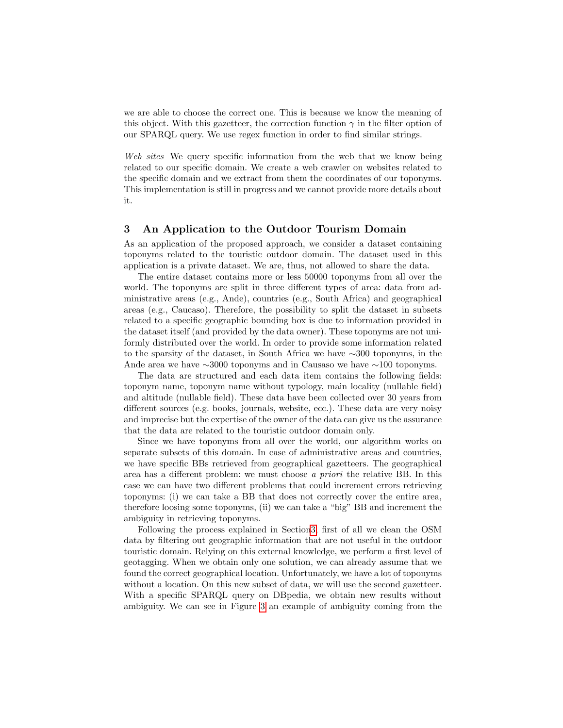we are able to choose the correct one. This is because we know the meaning of this object. With this gazetteer, the correction function $\gamma$ in the filter option of our SPARQL query. We use regex function in order to find similar strings.

*Web sites* We query specific information from the web that we know being related to our specific domain. We create a web crawler on websites related to the specific domain and we extract from them the coordinates of our toponyms. This implementation is still in progress and we cannot provide more details about it.

## 3 An Application to the Outdoor Tourism Domain

As an application of the proposed approach, we consider a dataset containing toponyms related to the touristic outdoor domain. The dataset used in this application is a private dataset. We are, thus, not allowed to share the data.

The entire dataset contains more or less 50000 toponyms from all over the world. The toponyms are split in three different types of area: data from administrative areas (e.g., Ande), countries (e.g., South Africa) and geographical areas (e.g., Caucaso). Therefore, the possibility to split the dataset in subsets related to a specific geographic bounding box is due to information provided in the dataset itself (and provided by the data owner). These toponyms are not uniformly distributed over the world. In order to provide some information related to the sparsity of the dataset, in South Africa we have ∼300 toponyms, in the Ande area we have ∼3000 toponyms and in Causaso we have ∼100 toponyms.

The data are structured and each data item contains the following fields: toponym name, toponym name without typology, main locality (nullable field) and altitude (nullable field). These data have been collected over 30 years from different sources (e.g. books, journals, website, ecc.). These data are very noisy and imprecise but the expertise of the owner of the data can give us the assurance that the data are related to the touristic outdoor domain only.

Since we have toponyms from all over the world, our algorithm works on separate subsets of this domain. In case of administrative areas and countries, we have specific BBs retrieved from geographical gazetteers. The geographical area has a different problem: we must choose *a priori* the relative BB. In this case we can have two different problems that could increment errors retrieving toponyms: (i) we can take a BB that does not correctly cover the entire area, therefore loosing some toponyms, (ii) we can take a "big" BB and increment the ambiguity in retrieving toponyms.

Following the process explained in Section3, first of all we clean the OSM data by filtering out geographic information that are not useful in the outdoor touristic domain. Relying on this external knowledge, we perform a first level of geotagging. When we obtain only one solution, we can already assume that we found the correct geographical location. Unfortunately, we have a lot of toponyms without a location. On this new subset of data, we will use the second gazetteer. With a specific SPARQL query on DBpedia, we obtain new results without ambiguity. We can see in Figure 3 an example of ambiguity coming from the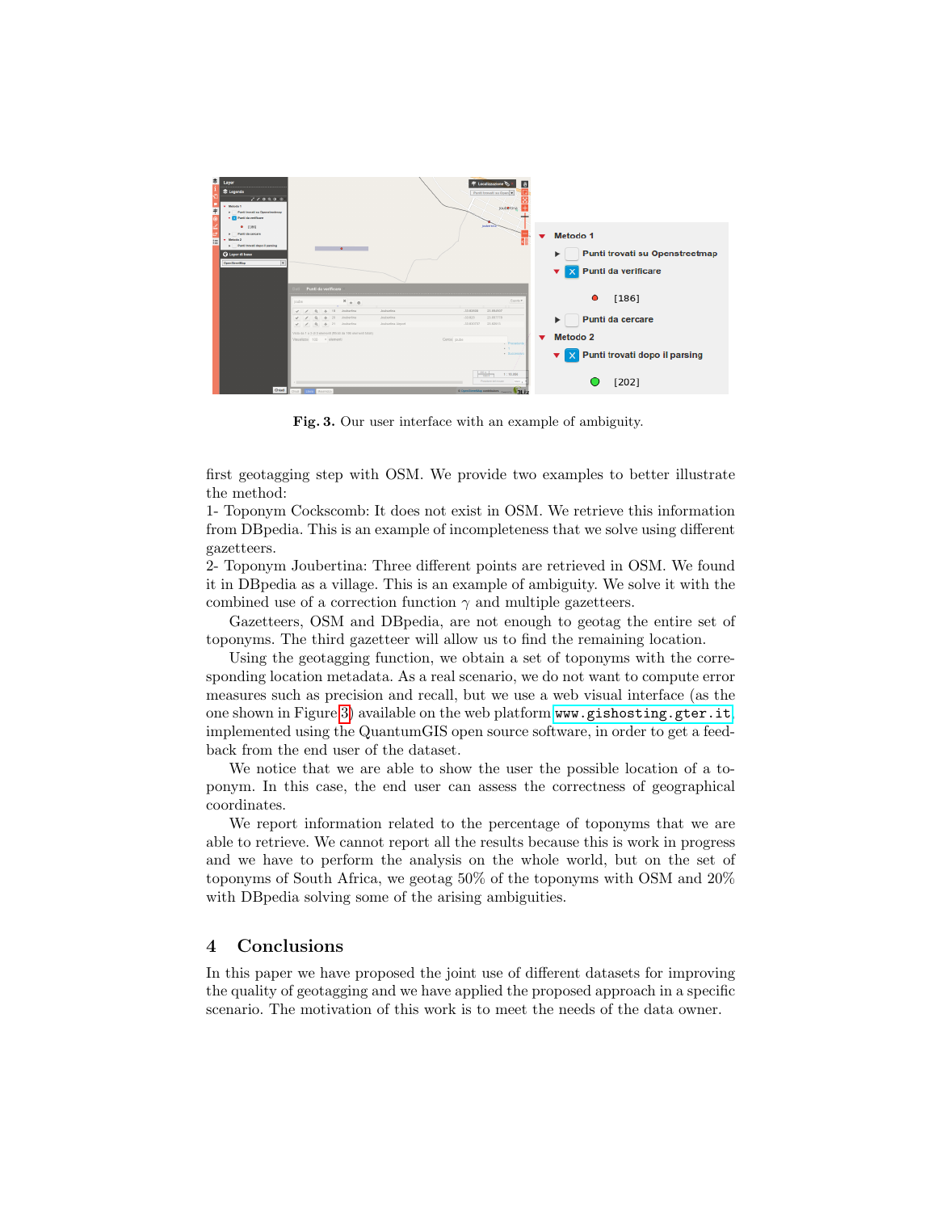Fig. 3. Our user interface with an example of ambiguity.

first geotagging step with OSM. We provide two examples to better illustrate the method:
1- Toponym Cockscomb: It does not exist in OSM. We retrieve this information from DBpedia. This is an example of incompleteness that we solve using different gazetteers.
2- Toponym Joubertina: Three different points are retrieved in OSM. We found it in DBpedia as a village. This is an example of ambiguity. We solve it with the combined use of a correction function $\gamma$ and multiple gazetteers.

Gazetteers, OSM and DBpedia, are not enough to geotag the entire set of toponyms. The third gazetteer will allow us to find the remaining location.

Using the geotagging function, we obtain a set of toponyms with the corresponding location metadata. As a real scenario, we do not want to compute error measures such as precision and recall, but we use a web visual interface (as the one shown in Figure 3) available on the web platform `www.gishosting.gter.it`, implemented using the QuantumGIS open source software, in order to get a feedback from the end user of the dataset.

We notice that we are able to show the user the possible location of a toponym. In this case, the end user can assess the correctness of geographical coordinates.

We report information related to the percentage of toponyms that we are able to retrieve. We cannot report all the results because this is work in progress and we have to perform the analysis on the whole world, but on the set of toponyms of South Africa, we geotag 50% of the toponyms with OSM and 20% with DBpedia solving some of the arising ambiguities.

## 4 Conclusions

In this paper we have proposed the joint use of different datasets for improving the quality of geotagging and we have applied the proposed approach in a specific scenario. The motivation of this work is to meet the needs of the data owner.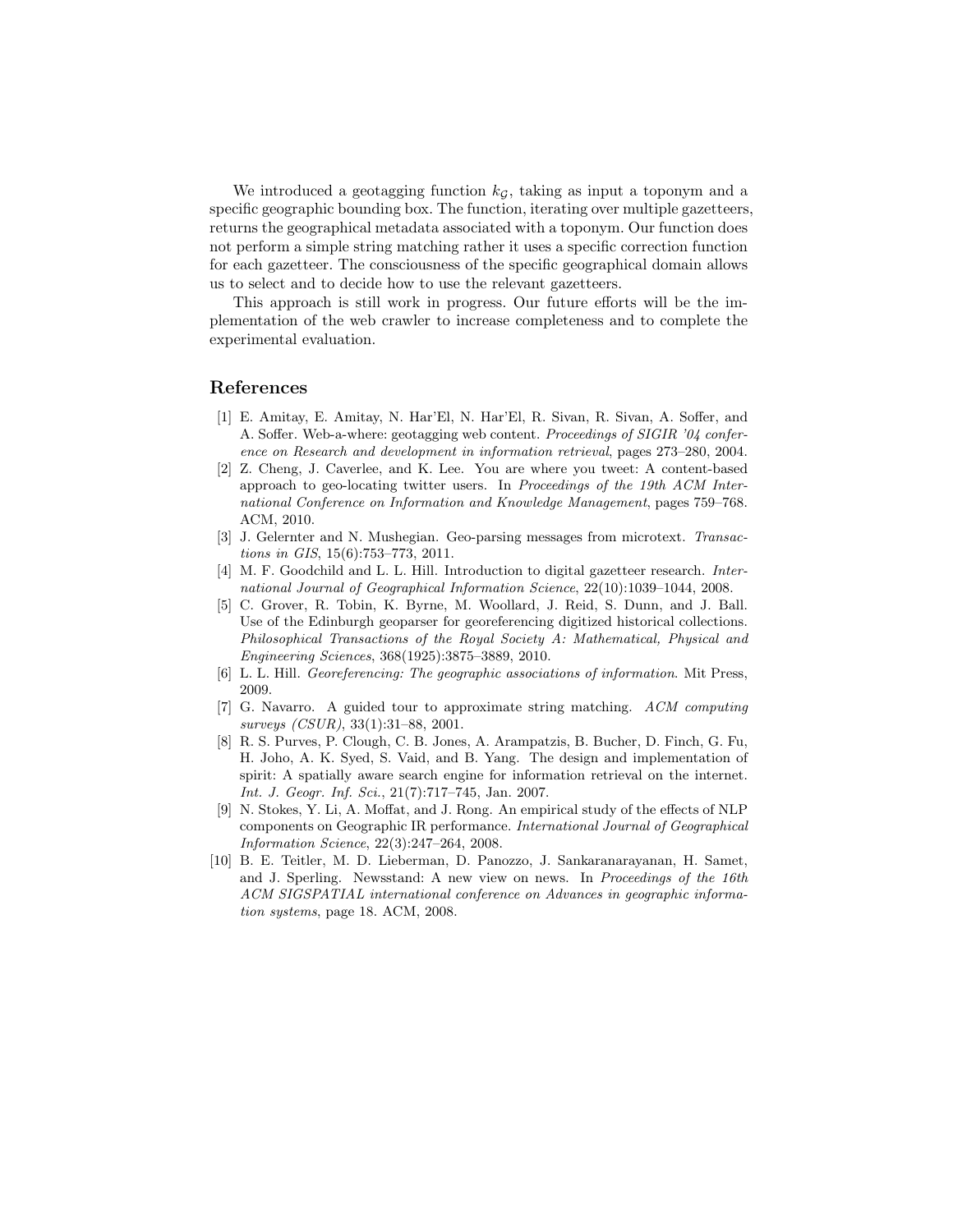We introduced a geotagging function $k_{\mathcal{G}}$, taking as input a toponym and a specific geographic bounding box. The function, iterating over multiple gazetteers, returns the geographical metadata associated with a toponym. Our function does not perform a simple string matching rather it uses a specific correction function for each gazetteer. The consciousness of the specific geographical domain allows us to select and to decide how to use the relevant gazetteers.

This approach is still work in progress. Our future efforts will be the implementation of the web crawler to increase completeness and to complete the experimental evaluation.

## References

[1] E. Amitay, E. Amitay, N. Har'El, N. Har'El, R. Sivan, R. Sivan, A. Soffer, and A. Soffer. Web-a-where: geotagging web content. *Proceedings of SIGIR '04 conference on Research and development in information retrieval*, pages 273–280, 2004.

[2] Z. Cheng, J. Caverlee, and K. Lee. You are where you tweet: A content-based approach to geo-locating twitter users. In *Proceedings of the 19th ACM International Conference on Information and Knowledge Management*, pages 759–768. ACM, 2010.

[3] J. Gelernter and N. Mushegian. Geo-parsing messages from microtext. *Transactions in GIS*, 15(6):753–773, 2011.

[4] M. F. Goodchild and L. L. Hill. Introduction to digital gazetteer research. *International Journal of Geographical Information Science*, 22(10):1039–1044, 2008.

[5] C. Grover, R. Tobin, K. Byrne, M. Woollard, J. Reid, S. Dunn, and J. Ball. Use of the Edinburgh geoparser for georeferencing digitized historical collections. *Philosophical Transactions of the Royal Society A: Mathematical, Physical and Engineering Sciences*, 368(1925):3875–3889, 2010.

[6] L. L. Hill. *Georeferencing: The geographic associations of information*. Mit Press, 2009.

[7] G. Navarro. A guided tour to approximate string matching. *ACM computing surveys (CSUR)*, 33(1):31–88, 2001.

[8] R. S. Purves, P. Clough, C. B. Jones, A. Arampatzis, B. Bucher, D. Finch, G. Fu, H. Joho, A. K. Syed, S. Vaid, and B. Yang. The design and implementation of spirit: A spatially aware search engine for information retrieval on the internet. *Int. J. Geogr. Inf. Sci.*, 21(7):717–745, Jan. 2007.

[9] N. Stokes, Y. Li, A. Moffat, and J. Rong. An empirical study of the effects of NLP components on Geographic IR performance. *International Journal of Geographical Information Science*, 22(3):247–264, 2008.

[10] B. E. Teitler, M. D. Lieberman, D. Panozzo, J. Sankaranarayanan, H. Samet, and J. Sperling. Newsstand: A new view on news. In *Proceedings of the 16th ACM SIGSPATIAL international conference on Advances in geographic information systems*, page 18. ACM, 2008.